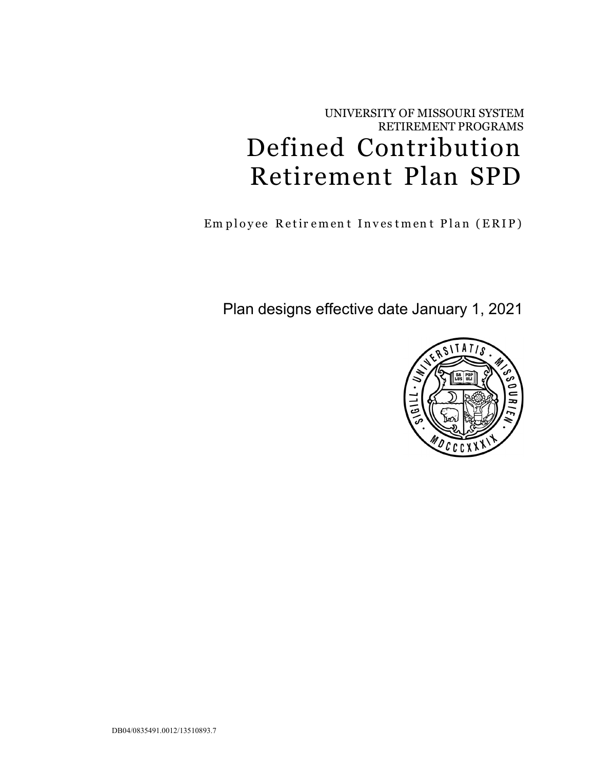UNIVERSITY OF MISSOURI SYSTEM
RETIREMENT PROGRAMS

# Defined Contribution Retirement Plan SPD

Employee Retirement Investment Plan (ERIP)

Plan designs effective date January 1, 2021

DB04/0835491.0012/13510893.7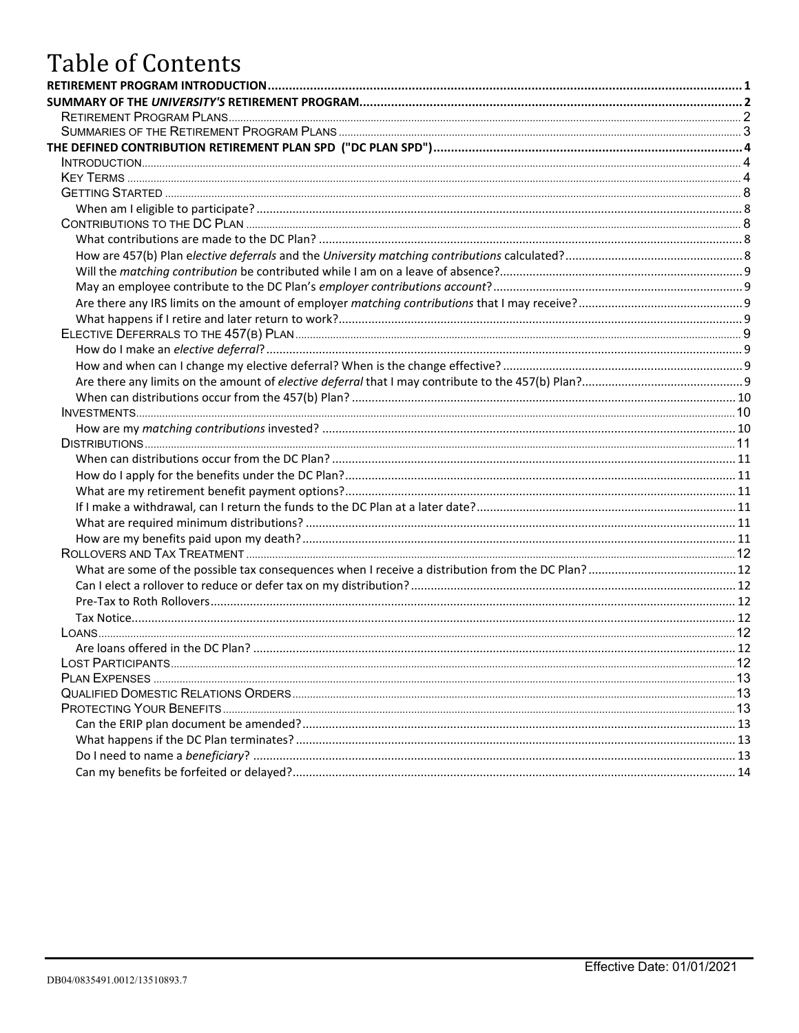# Table of Contents

**RETIREMENT PROGRAM INTRODUCTION** ..... 1

**SUMMARY OF THE *UNIVERSITY'S* RETIREMENT PROGRAM** ..... 2

- RETIREMENT PROGRAM PLANS ..... 2
- SUMMARIES OF THE RETIREMENT PROGRAM PLANS ..... 3

**THE DEFINED CONTRIBUTION RETIREMENT PLAN SPD ("DC PLAN SPD")** ..... 4

- INTRODUCTION ..... 4
- KEY TERMS ..... 4
- GETTING STARTED ..... 8
  - When am I eligible to participate? ..... 8
- CONTRIBUTIONS TO THE DC PLAN ..... 8
  - What contributions are made to the DC Plan? ..... 8
  - How are 457(b) Plan *elective deferrals* and the *University matching contributions* calculated? ..... 8
  - Will the *matching contribution* be contributed while I am on a leave of absence? ..... 9
  - May an employee contribute to the DC Plan's *employer contributions account*? ..... 9
  - Are there any IRS limits on the amount of employer *matching contributions* that I may receive? ..... 9
  - What happens if I retire and later return to work? ..... 9
- ELECTIVE DEFERRALS TO THE 457(B) PLAN ..... 9
  - How do I make an *elective deferral*? ..... 9
  - How and when can I change my elective deferral? When is the change effective? ..... 9
  - Are there any limits on the amount of *elective deferral* that I may contribute to the 457(b) Plan? ..... 9
  - When can distributions occur from the 457(b) Plan? ..... 10
- INVESTMENTS ..... 10
  - How are my *matching contributions* invested? ..... 10
- DISTRIBUTIONS ..... 11
  - When can distributions occur from the DC Plan? ..... 11
  - How do I apply for the benefits under the DC Plan? ..... 11
  - What are my retirement benefit payment options? ..... 11
  - If I make a withdrawal, can I return the funds to the DC Plan at a later date? ..... 11
  - What are required minimum distributions? ..... 11
  - How are my benefits paid upon my death? ..... 11
- ROLLOVERS AND TAX TREATMENT ..... 12
  - What are some of the possible tax consequences when I receive a distribution from the DC Plan? ..... 12
  - Can I elect a rollover to reduce or defer tax on my distribution? ..... 12
  - Pre-Tax to Roth Rollovers ..... 12
  - Tax Notice ..... 12
- LOANS ..... 12
  - Are loans offered in the DC Plan? ..... 12
- LOST PARTICIPANTS ..... 12
- PLAN EXPENSES ..... 13
- QUALIFIED DOMESTIC RELATIONS ORDERS ..... 13
- PROTECTING YOUR BENEFITS ..... 13
  - Can the ERIP plan document be amended? ..... 13
  - What happens if the DC Plan terminates? ..... 13
  - Do I need to name a *beneficiary*? ..... 13
  - Can my benefits be forfeited or delayed? ..... 14

Effective Date: 01/01/2021

DB04/0835491.0012/13510893.7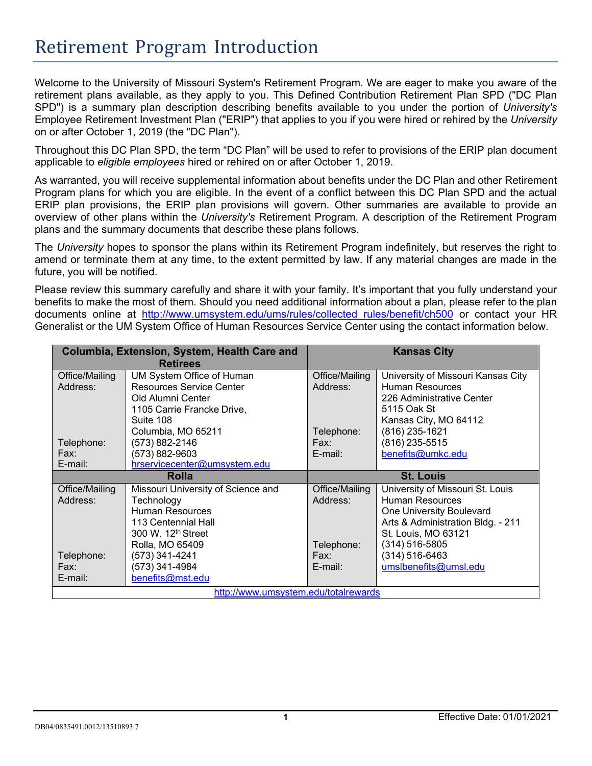# Retirement Program Introduction

Welcome to the University of Missouri System's Retirement Program. We are eager to make you aware of the retirement plans available, as they apply to you. This Defined Contribution Retirement Plan SPD ("DC Plan SPD") is a summary plan description describing benefits available to you under the portion of *University's* Employee Retirement Investment Plan ("ERIP") that applies to you if you were hired or rehired by the *University* on or after October 1, 2019 (the "DC Plan").

Throughout this DC Plan SPD, the term "DC Plan" will be used to refer to provisions of the ERIP plan document applicable to *eligible employees* hired or rehired on or after October 1, 2019.

As warranted, you will receive supplemental information about benefits under the DC Plan and other Retirement Program plans for which you are eligible. In the event of a conflict between this DC Plan SPD and the actual ERIP plan provisions, the ERIP plan provisions will govern. Other summaries are available to provide an overview of other plans within the *University's* Retirement Program. A description of the Retirement Program plans and the summary documents that describe these plans follows.

The *University* hopes to sponsor the plans within its Retirement Program indefinitely, but reserves the right to amend or terminate them at any time, to the extent permitted by law. If any material changes are made in the future, you will be notified.

Please review this summary carefully and share it with your family. It's important that you fully understand your benefits to make the most of them. Should you need additional information about a plan, please refer to the plan documents online at http://www.umsystem.edu/ums/rules/collected_rules/benefit/ch500 or contact your HR Generalist or the UM System Office of Human Resources Service Center using the contact information below.

| Columbia, Extension, System, Health Care and Retirees | | Kansas City | |
|---|---|---|---|
| Office/Mailing Address: | UM System Office of Human Resources Service Center<br>Old Alumni Center<br>1105 Carrie Francke Drive, Suite 108<br>Columbia, MO 65211 | Office/Mailing Address: | University of Missouri Kansas City<br>Human Resources<br>226 Administrative Center<br>5115 Oak St<br>Kansas City, MO 64112 |
| Telephone: | (573) 882-2146 | Telephone: | (816) 235-1621 |
| Fax: | (573) 882-9603 | Fax: | (816) 235-5515 |
| E-mail: | hrservicecenter@umsystem.edu | E-mail: | benefits@umkc.edu |
| **Rolla** | | **St. Louis** | |
| Office/Mailing Address: | Missouri University of Science and Technology<br>Human Resources<br>113 Centennial Hall<br>300 W. 12th Street<br>Rolla, MO 65409 | Office/Mailing Address: | University of Missouri St. Louis<br>Human Resources<br>One University Boulevard<br>Arts & Administration Bldg. - 211<br>St. Louis, MO 63121 |
| Telephone: | (573) 341-4241 | Telephone: | (314) 516-5805 |
| Fax: | (573) 341-4984 | Fax: | (314) 516-6463 |
| E-mail: | benefits@mst.edu | E-mail: | umslbenefits@umsl.edu |
| http://www.umsystem.edu/totalrewards | | | |

Effective Date: 01/01/2021

DB04/0835491.0012/13510893.7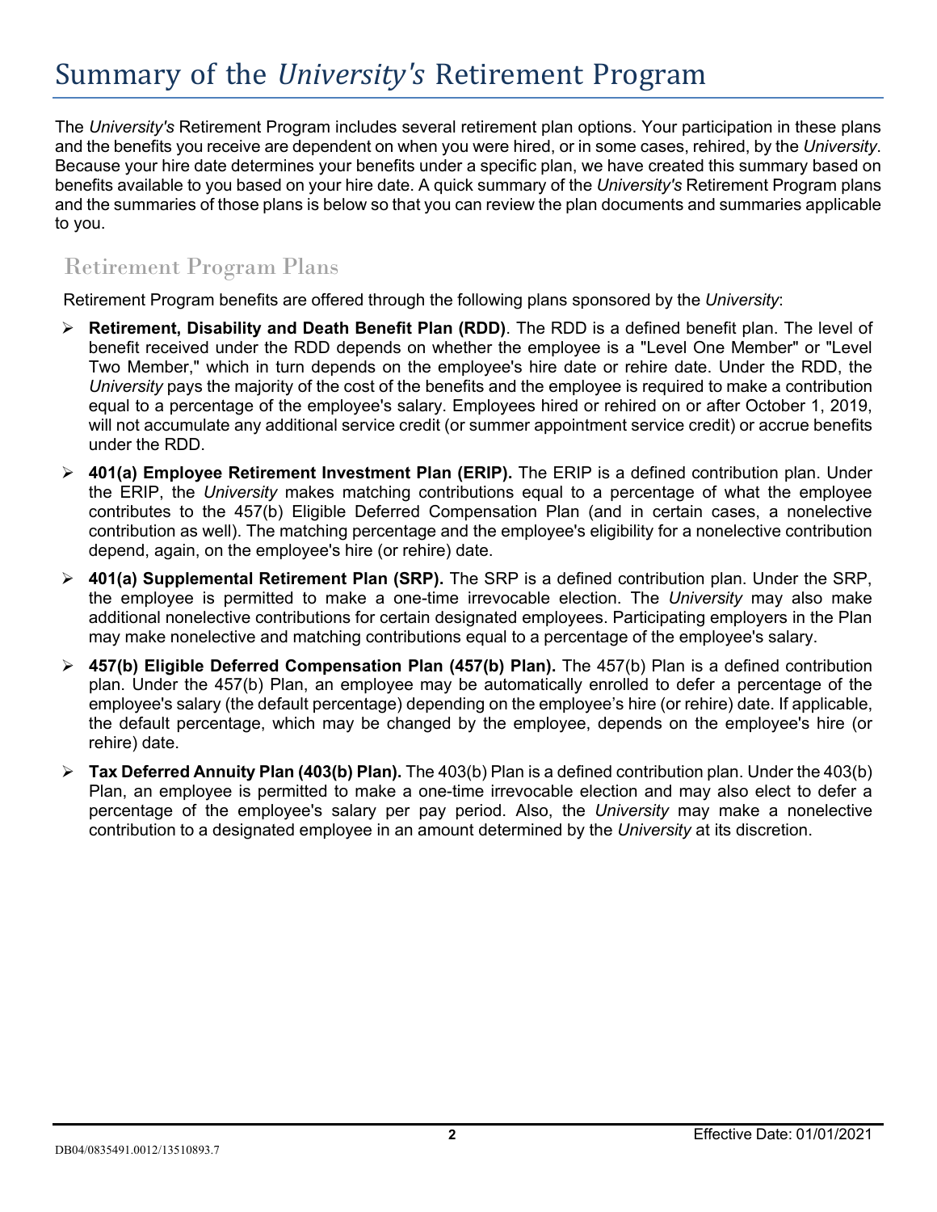# Summary of the *University's* Retirement Program

The *University's* Retirement Program includes several retirement plan options. Your participation in these plans and the benefits you receive are dependent on when you were hired, or in some cases, rehired, by the *University*. Because your hire date determines your benefits under a specific plan, we have created this summary based on benefits available to you based on your hire date. A quick summary of the *University's* Retirement Program plans and the summaries of those plans is below so that you can review the plan documents and summaries applicable to you.

## Retirement Program Plans

Retirement Program benefits are offered through the following plans sponsored by the *University*:

- **Retirement, Disability and Death Benefit Plan (RDD)**. The RDD is a defined benefit plan. The level of benefit received under the RDD depends on whether the employee is a "Level One Member" or "Level Two Member," which in turn depends on the employee's hire date or rehire date. Under the RDD, the *University* pays the majority of the cost of the benefits and the employee is required to make a contribution equal to a percentage of the employee's salary. Employees hired or rehired on or after October 1, 2019, will not accumulate any additional service credit (or summer appointment service credit) or accrue benefits under the RDD.
- **401(a) Employee Retirement Investment Plan (ERIP).** The ERIP is a defined contribution plan. Under the ERIP, the *University* makes matching contributions equal to a percentage of what the employee contributes to the 457(b) Eligible Deferred Compensation Plan (and in certain cases, a nonelective contribution as well). The matching percentage and the employee's eligibility for a nonelective contribution depend, again, on the employee's hire (or rehire) date.
- **401(a) Supplemental Retirement Plan (SRP).** The SRP is a defined contribution plan. Under the SRP, the employee is permitted to make a one-time irrevocable election. The *University* may also make additional nonelective contributions for certain designated employees. Participating employers in the Plan may make nonelective and matching contributions equal to a percentage of the employee's salary.
- **457(b) Eligible Deferred Compensation Plan (457(b) Plan).** The 457(b) Plan is a defined contribution plan. Under the 457(b) Plan, an employee may be automatically enrolled to defer a percentage of the employee's salary (the default percentage) depending on the employee's hire (or rehire) date. If applicable, the default percentage, which may be changed by the employee, depends on the employee's hire (or rehire) date.
- **Tax Deferred Annuity Plan (403(b) Plan).** The 403(b) Plan is a defined contribution plan. Under the 403(b) Plan, an employee is permitted to make a one-time irrevocable election and may also elect to defer a percentage of the employee's salary per pay period. Also, the *University* may make a nonelective contribution to a designated employee in an amount determined by the *University* at its discretion.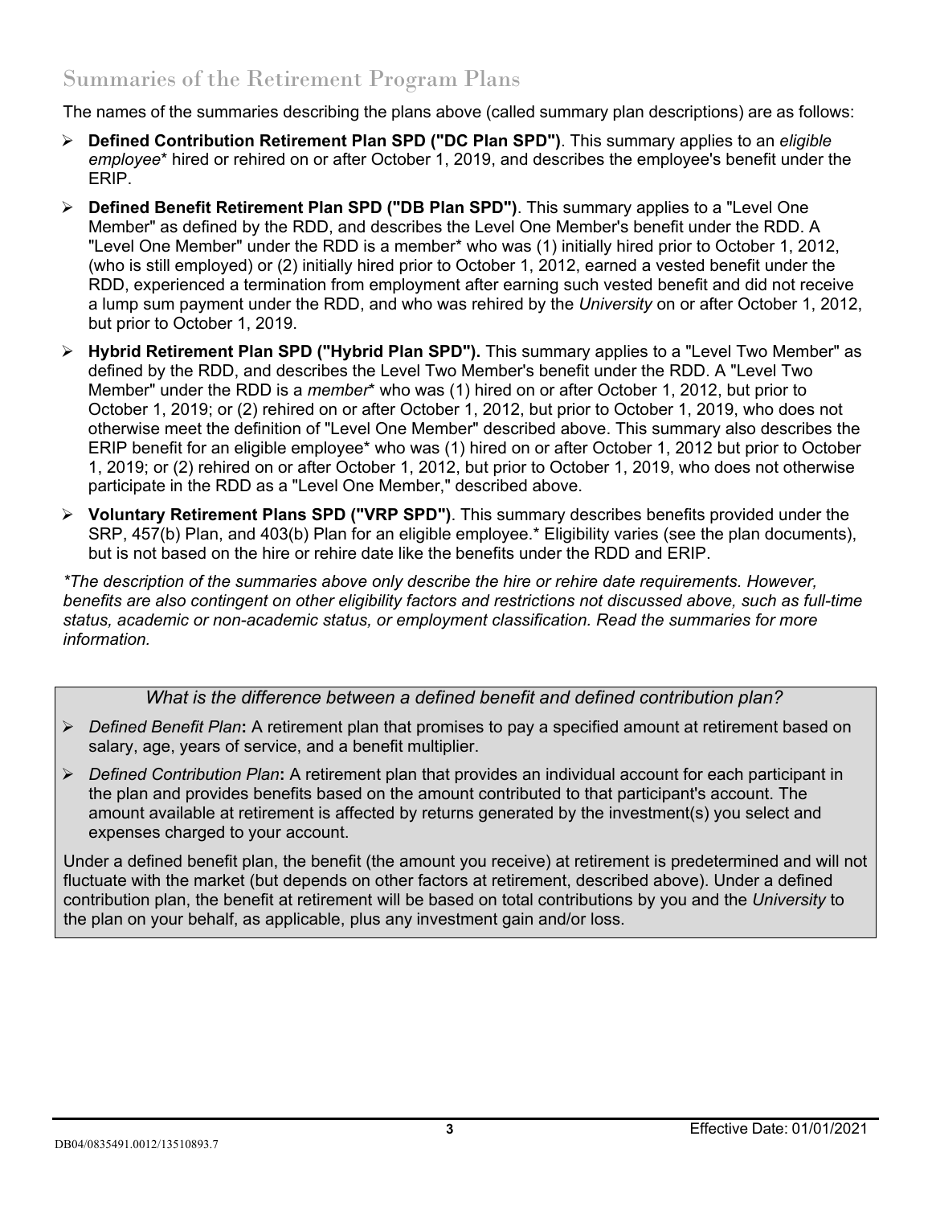## Summaries of the Retirement Program Plans

The names of the summaries describing the plans above (called summary plan descriptions) are as follows:

- **Defined Contribution Retirement Plan SPD ("DC Plan SPD")**. This summary applies to an *eligible employee*\* hired or rehired on or after October 1, 2019, and describes the employee's benefit under the ERIP.
- **Defined Benefit Retirement Plan SPD ("DB Plan SPD")**. This summary applies to a "Level One Member" as defined by the RDD, and describes the Level One Member's benefit under the RDD. A "Level One Member" under the RDD is a member\* who was (1) initially hired prior to October 1, 2012, (who is still employed) or (2) initially hired prior to October 1, 2012, earned a vested benefit under the RDD, experienced a termination from employment after earning such vested benefit and did not receive a lump sum payment under the RDD, and who was rehired by the *University* on or after October 1, 2012, but prior to October 1, 2019.
- **Hybrid Retirement Plan SPD ("Hybrid Plan SPD").** This summary applies to a "Level Two Member" as defined by the RDD, and describes the Level Two Member's benefit under the RDD. A "Level Two Member" under the RDD is a *member*\* who was (1) hired on or after October 1, 2012, but prior to October 1, 2019; or (2) rehired on or after October 1, 2012, but prior to October 1, 2019, who does not otherwise meet the definition of "Level One Member" described above. This summary also describes the ERIP benefit for an eligible employee\* who was (1) hired on or after October 1, 2012 but prior to October 1, 2019; or (2) rehired on or after October 1, 2012, but prior to October 1, 2019, who does not otherwise participate in the RDD as a "Level One Member," described above.
- **Voluntary Retirement Plans SPD ("VRP SPD")**. This summary describes benefits provided under the SRP, 457(b) Plan, and 403(b) Plan for an eligible employee.\* Eligibility varies (see the plan documents), but is not based on the hire or rehire date like the benefits under the RDD and ERIP.

*\*The description of the summaries above only describe the hire or rehire date requirements. However, benefits are also contingent on other eligibility factors and restrictions not discussed above, such as full-time status, academic or non-academic status, or employment classification. Read the summaries for more information.*

*What is the difference between a defined benefit and defined contribution plan?*

- *Defined Benefit Plan*: A retirement plan that promises to pay a specified amount at retirement based on salary, age, years of service, and a benefit multiplier.
- *Defined Contribution Plan*: A retirement plan that provides an individual account for each participant in the plan and provides benefits based on the amount contributed to that participant's account. The amount available at retirement is affected by returns generated by the investment(s) you select and expenses charged to your account.

Under a defined benefit plan, the benefit (the amount you receive) at retirement is predetermined and will not fluctuate with the market (but depends on other factors at retirement, described above). Under a defined contribution plan, the benefit at retirement will be based on total contributions by you and the *University* to the plan on your behalf, as applicable, plus any investment gain and/or loss.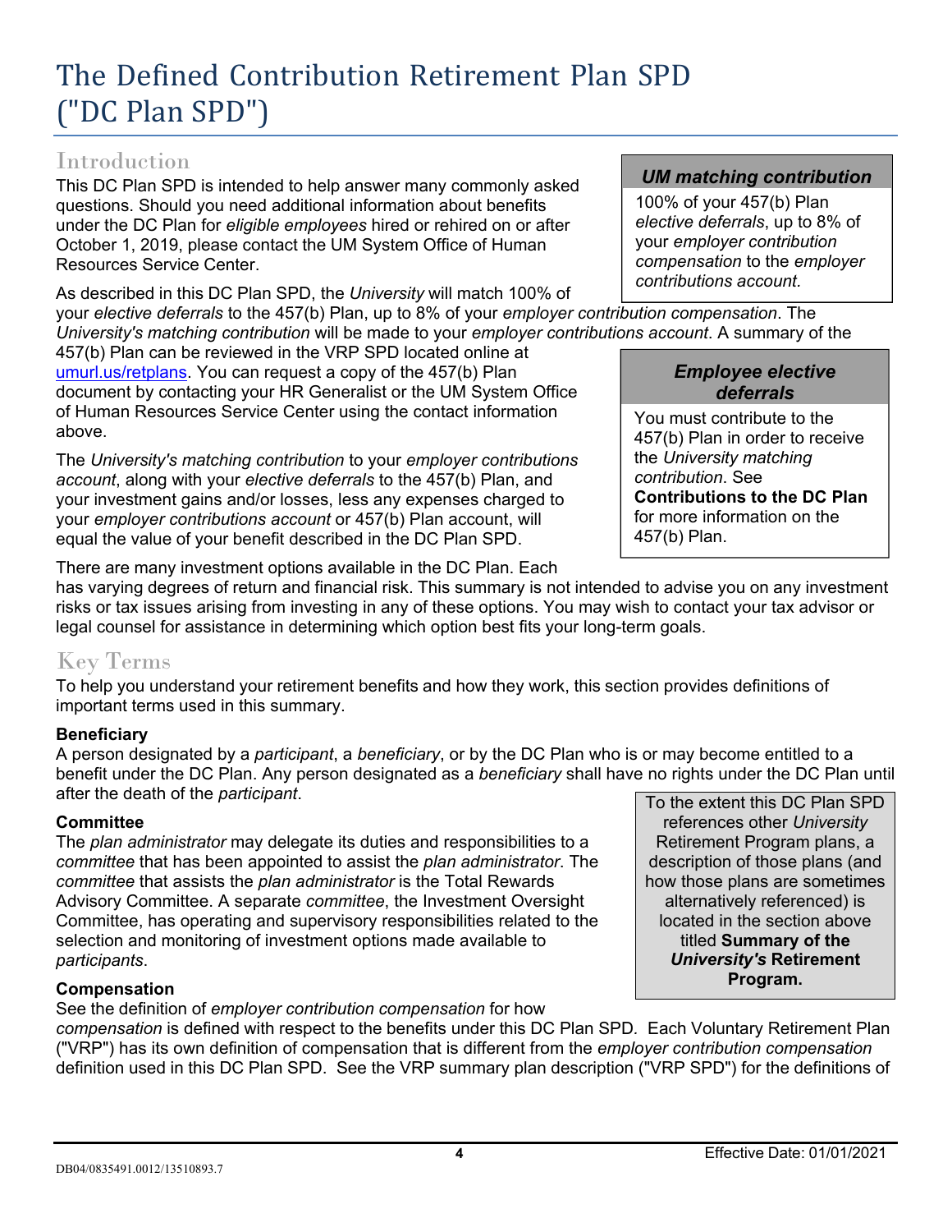# The Defined Contribution Retirement Plan SPD ("DC Plan SPD")

## Introduction

This DC Plan SPD is intended to help answer many commonly asked questions. Should you need additional information about benefits under the DC Plan for *eligible employees* hired or rehired on or after October 1, 2019, please contact the UM System Office of Human Resources Service Center.

> ***UM matching contribution***
>
> 100% of your 457(b) Plan *elective deferrals*, up to 8% of your *employer contribution compensation* to the *employer contributions account.*

As described in this DC Plan SPD, the *University* will match 100% of your *elective deferrals* to the 457(b) Plan, up to 8% of your *employer contribution compensation*. The *University's matching contribution* will be made to your *employer contributions account*. A summary of the 457(b) Plan can be reviewed in the VRP SPD located online at [umurl.us/retplans](umurl.us/retplans). You can request a copy of the 457(b) Plan document by contacting your HR Generalist or the UM System Office of Human Resources Service Center using the contact information above.

> ***Employee elective deferrals***
>
> You must contribute to the 457(b) Plan in order to receive the *University matching contribution*. See **Contributions to the DC Plan** for more information on the 457(b) Plan.

The *University's matching contribution* to your *employer contributions account*, along with your *elective deferrals* to the 457(b) Plan, and your investment gains and/or losses, less any expenses charged to your *employer contributions account* or 457(b) Plan account, will equal the value of your benefit described in the DC Plan SPD.

There are many investment options available in the DC Plan. Each has varying degrees of return and financial risk. This summary is not intended to advise you on any investment risks or tax issues arising from investing in any of these options. You may wish to contact your tax advisor or legal counsel for assistance in determining which option best fits your long-term goals.

## Key Terms

To help you understand your retirement benefits and how they work, this section provides definitions of important terms used in this summary.

**Beneficiary**

A person designated by a *participant*, a *beneficiary*, or by the DC Plan who is or may become entitled to a benefit under the DC Plan. Any person designated as a *beneficiary* shall have no rights under the DC Plan until after the death of the *participant*.

> To the extent this DC Plan SPD references other *University* Retirement Program plans, a description of those plans (and how those plans are sometimes alternatively referenced) is located in the section above titled **Summary of the *University's* Retirement Program.**

**Committee**

The *plan administrator* may delegate its duties and responsibilities to a *committee* that has been appointed to assist the *plan administrator*. The *committee* that assists the *plan administrator* is the Total Rewards Advisory Committee. A separate *committee*, the Investment Oversight Committee, has operating and supervisory responsibilities related to the selection and monitoring of investment options made available to *participants*.

**Compensation**

See the definition of *employer contribution compensation* for how *compensation* is defined with respect to the benefits under this DC Plan SPD. Each Voluntary Retirement Plan ("VRP") has its own definition of compensation that is different from the *employer contribution compensation* definition used in this DC Plan SPD. See the VRP summary plan description ("VRP SPD") for the definitions of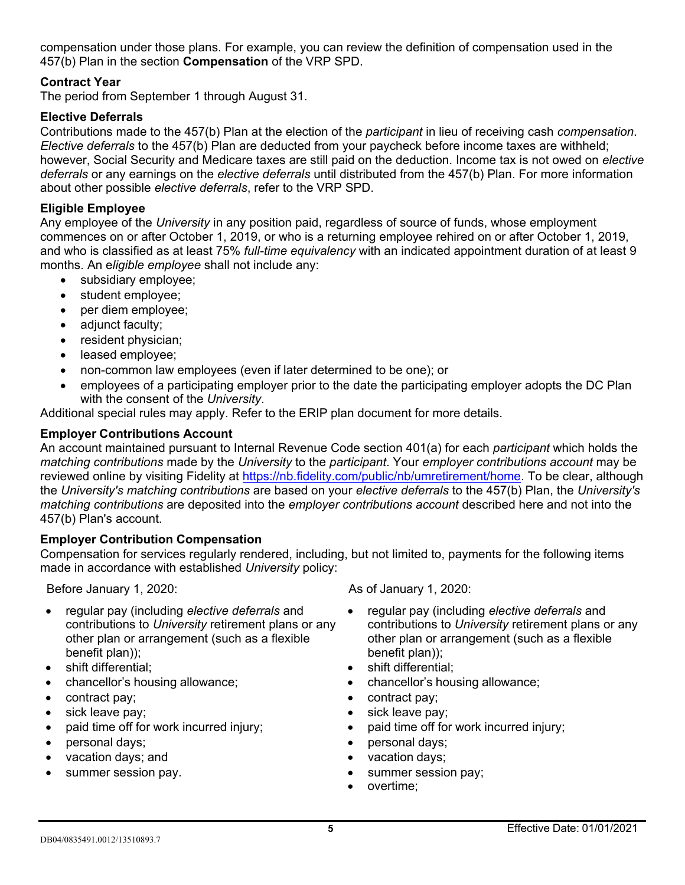compensation under those plans. For example, you can review the definition of compensation used in the 457(b) Plan in the section **Compensation** of the VRP SPD.

### Contract Year

The period from September 1 through August 31.

### Elective Deferrals

Contributions made to the 457(b) Plan at the election of the *participant* in lieu of receiving cash *compensation*. *Elective deferrals* to the 457(b) Plan are deducted from your paycheck before income taxes are withheld; however, Social Security and Medicare taxes are still paid on the deduction. Income tax is not owed on *elective deferrals* or any earnings on the *elective deferrals* until distributed from the 457(b) Plan. For more information about other possible *elective deferrals*, refer to the VRP SPD.

### Eligible Employee

Any employee of the *University* in any position paid, regardless of source of funds, whose employment commences on or after October 1, 2019, or who is a returning employee rehired on or after October 1, 2019, and who is classified as at least 75% *full-time equivalency* with an indicated appointment duration of at least 9 months. An *eligible employee* shall not include any:

- subsidiary employee;
- student employee;
- per diem employee;
- adjunct faculty;
- resident physician;
- leased employee;
- non-common law employees (even if later determined to be one); or
- employees of a participating employer prior to the date the participating employer adopts the DC Plan with the consent of the *University*.

Additional special rules may apply. Refer to the ERIP plan document for more details.

### Employer Contributions Account

An account maintained pursuant to Internal Revenue Code section 401(a) for each *participant* which holds the *matching contributions* made by the *University* to the *participant*. Your *employer contributions account* may be reviewed online by visiting Fidelity at https://nb.fidelity.com/public/nb/umretirement/home. To be clear, although the *University's matching contributions* are based on your *elective deferrals* to the 457(b) Plan, the *University's matching contributions* are deposited into the *employer contributions account* described here and not into the 457(b) Plan's account.

### Employer Contribution Compensation

Compensation for services regularly rendered, including, but not limited to, payments for the following items made in accordance with established *University* policy:

Before January 1, 2020:

- regular pay (including *elective deferrals* and contributions to *University* retirement plans or any other plan or arrangement (such as a flexible benefit plan));
- shift differential;
- chancellor's housing allowance;
- contract pay;
- sick leave pay;
- paid time off for work incurred injury;
- personal days;
- vacation days; and
- summer session pay.

As of January 1, 2020:

- regular pay (including *elective deferrals* and contributions to *University* retirement plans or any other plan or arrangement (such as a flexible benefit plan));
- shift differential;
- chancellor's housing allowance;
- contract pay;
- sick leave pay;
- paid time off for work incurred injury;
- personal days;
- vacation days;
- summer session pay;
- overtime;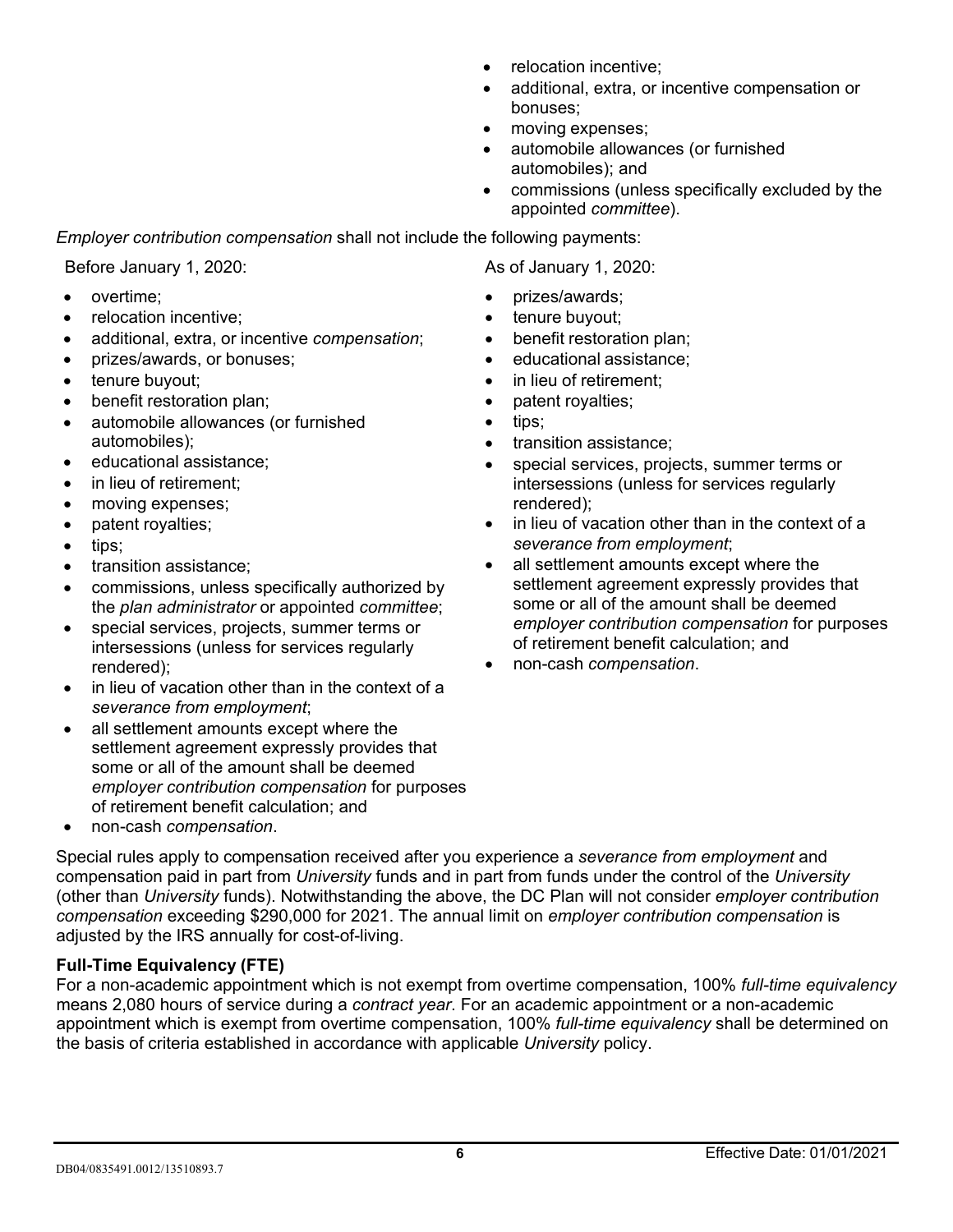- relocation incentive;
- additional, extra, or incentive compensation or bonuses;
- moving expenses;
- automobile allowances (or furnished automobiles); and
- commissions (unless specifically excluded by the appointed *committee*).

*Employer contribution compensation* shall not include the following payments:

Before January 1, 2020:

- overtime;
- relocation incentive;
- additional, extra, or incentive *compensation*;
- prizes/awards, or bonuses;
- tenure buyout;
- benefit restoration plan;
- automobile allowances (or furnished automobiles);
- educational assistance;
- in lieu of retirement;
- moving expenses;
- patent royalties;
- tips;
- transition assistance;
- commissions, unless specifically authorized by the *plan administrator* or appointed *committee*;
- special services, projects, summer terms or intersessions (unless for services regularly rendered);
- in lieu of vacation other than in the context of a *severance from employment*;
- all settlement amounts except where the settlement agreement expressly provides that some or all of the amount shall be deemed *employer contribution compensation* for purposes of retirement benefit calculation; and
- non-cash *compensation*.

As of January 1, 2020:

- prizes/awards;
- tenure buyout;
- benefit restoration plan;
- educational assistance;
- in lieu of retirement;
- patent royalties;
- tips;
- transition assistance;
- special services, projects, summer terms or intersessions (unless for services regularly rendered);
- in lieu of vacation other than in the context of a *severance from employment*;
- all settlement amounts except where the settlement agreement expressly provides that some or all of the amount shall be deemed *employer contribution compensation* for purposes of retirement benefit calculation; and
- non-cash *compensation*.

Special rules apply to compensation received after you experience a *severance from employment* and compensation paid in part from *University* funds and in part from funds under the control of the *University* (other than *University* funds). Notwithstanding the above, the DC Plan will not consider *employer contribution compensation* exceeding $290,000 for 2021. The annual limit on *employer contribution compensation* is adjusted by the IRS annually for cost-of-living.

**Full-Time Equivalency (FTE)**

For a non-academic appointment which is not exempt from overtime compensation, 100% *full-time equivalency* means 2,080 hours of service during a *contract year*. For an academic appointment or a non-academic appointment which is exempt from overtime compensation, 100% *full-time equivalency* shall be determined on the basis of criteria established in accordance with applicable *University* policy.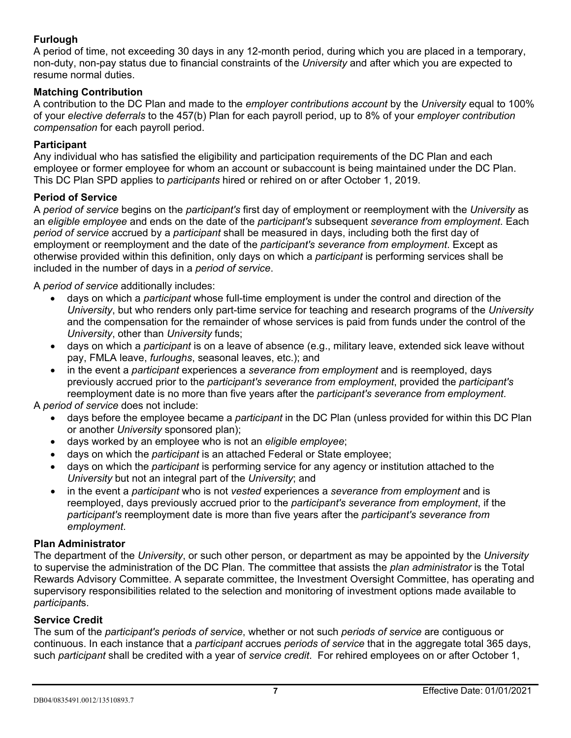**Furlough**

A period of time, not exceeding 30 days in any 12-month period, during which you are placed in a temporary, non-duty, non-pay status due to financial constraints of the *University* and after which you are expected to resume normal duties.

**Matching Contribution**

A contribution to the DC Plan and made to the *employer contributions account* by the *University* equal to 100% of your *elective deferrals* to the 457(b) Plan for each payroll period, up to 8% of your *employer contribution compensation* for each payroll period.

**Participant**

Any individual who has satisfied the eligibility and participation requirements of the DC Plan and each employee or former employee for whom an account or subaccount is being maintained under the DC Plan. This DC Plan SPD applies to *participants* hired or rehired on or after October 1, 2019.

**Period of Service**

A *period of service* begins on the *participant's* first day of employment or reemployment with the *University* as an *eligible employee* and ends on the date of the *participant's* subsequent *severance from employment*. Each *period of service* accrued by a *participant* shall be measured in days, including both the first day of employment or reemployment and the date of the *participant's severance from employment*. Except as otherwise provided within this definition, only days on which a *participant* is performing services shall be included in the number of days in a *period of service*.

A *period of service* additionally includes:

- days on which a *participant* whose full-time employment is under the control and direction of the *University*, but who renders only part-time service for teaching and research programs of the *University* and the compensation for the remainder of whose services is paid from funds under the control of the *University*, other than *University* funds;
- days on which a *participant* is on a leave of absence (e.g., military leave, extended sick leave without pay, FMLA leave, *furloughs*, seasonal leaves, etc.); and
- in the event a *participant* experiences a *severance from employment* and is reemployed, days previously accrued prior to the *participant's severance from employment*, provided the *participant's* reemployment date is no more than five years after the *participant's severance from employment*.

A *period of service* does not include:

- days before the employee became a *participant* in the DC Plan (unless provided for within this DC Plan or another *University* sponsored plan);
- days worked by an employee who is not an *eligible employee*;
- days on which the *participant* is an attached Federal or State employee;
- days on which the *participant* is performing service for any agency or institution attached to the *University* but not an integral part of the *University*; and
- in the event a *participant* who is not *vested* experiences a *severance from employment* and is reemployed, days previously accrued prior to the *participant's severance from employment*, if the *participant's* reemployment date is more than five years after the *participant's severance from employment*.

**Plan Administrator**

The department of the *University*, or such other person, or department as may be appointed by the *University* to supervise the administration of the DC Plan. The committee that assists the *plan administrator* is the Total Rewards Advisory Committee. A separate committee, the Investment Oversight Committee, has operating and supervisory responsibilities related to the selection and monitoring of investment options made available to *participant*s.

**Service Credit**

The sum of the *participant's periods of service*, whether or not such *periods of service* are contiguous or continuous. In each instance that a *participant* accrues *periods of service* that in the aggregate total 365 days, such *participant* shall be credited with a year of *service credit*. For rehired employees on or after October 1,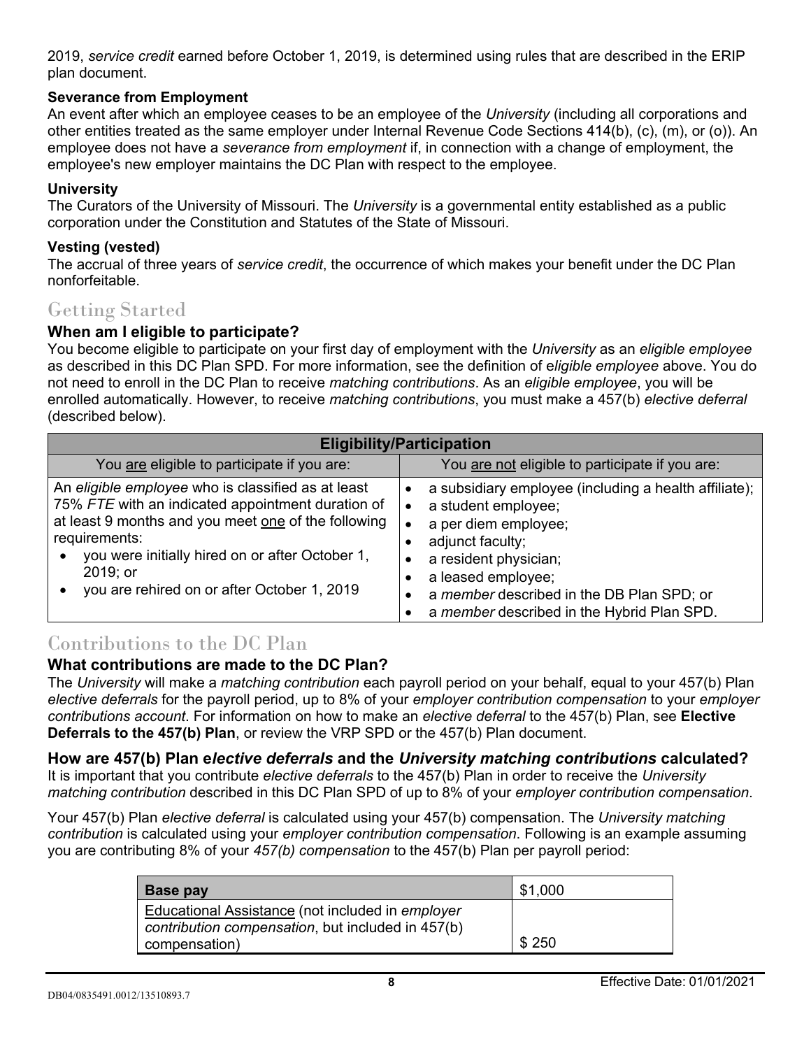2019, *service credit* earned before October 1, 2019, is determined using rules that are described in the ERIP plan document.

**Severance from Employment**
An event after which an employee ceases to be an employee of the *University* (including all corporations and other entities treated as the same employer under Internal Revenue Code Sections 414(b), (c), (m), or (o)). An employee does not have a *severance from employment* if, in connection with a change of employment, the employee's new employer maintains the DC Plan with respect to the employee.

**University**
The Curators of the University of Missouri. The *University* is a governmental entity established as a public corporation under the Constitution and Statutes of the State of Missouri.

**Vesting (vested)**
The accrual of three years of *service credit*, the occurrence of which makes your benefit under the DC Plan nonforfeitable.

## Getting Started

### When am I eligible to participate?

You become eligible to participate on your first day of employment with the *University* as an *eligible employee* as described in this DC Plan SPD. For more information, see the definition of *eligible employee* above. You do not need to enroll in the DC Plan to receive *matching contributions*. As an *eligible employee*, you will be enrolled automatically. However, to receive *matching contributions*, you must make a 457(b) *elective deferral* (described below).

| Eligibility/Participation | |
|---|---|
| You <u>are</u> eligible to participate if you are: | You <u>are not</u> eligible to participate if you are: |
| An *eligible employee* who is classified as at least 75% *FTE* with an indicated appointment duration of at least 9 months and you meet <u>one</u> of the following requirements:<br>• you were initially hired on or after October 1, 2019; or<br>• you are rehired on or after October 1, 2019 | • a subsidiary employee (including a health affiliate);<br>• a student employee;<br>• a per diem employee;<br>• adjunct faculty;<br>• a resident physician;<br>• a leased employee;<br>• a *member* described in the DB Plan SPD; or<br>• a *member* described in the Hybrid Plan SPD. |

## Contributions to the DC Plan

### What contributions are made to the DC Plan?

The *University* will make a *matching contribution* each payroll period on your behalf, equal to your 457(b) Plan *elective deferrals* for the payroll period, up to 8% of your *employer contribution compensation* to your *employer contributions account*. For information on how to make an *elective deferral* to the 457(b) Plan, see **Elective Deferrals to the 457(b) Plan**, or review the VRP SPD or the 457(b) Plan document.

### How are 457(b) Plan *elective deferrals* and the *University matching contributions* calculated?

It is important that you contribute *elective deferrals* to the 457(b) Plan in order to receive the *University matching contribution* described in this DC Plan SPD of up to 8% of your *employer contribution compensation*.

Your 457(b) Plan *elective deferral* is calculated using your 457(b) compensation. The *University matching contribution* is calculated using your *employer contribution compensation*. Following is an example assuming you are contributing 8% of your *457(b) compensation* to the 457(b) Plan per payroll period:

| **Base pay** | $1,000 |
|---|---|
| <u>Educational Assistance</u> (not included in *employer contribution compensation*, but included in 457(b) compensation) | $ 250 |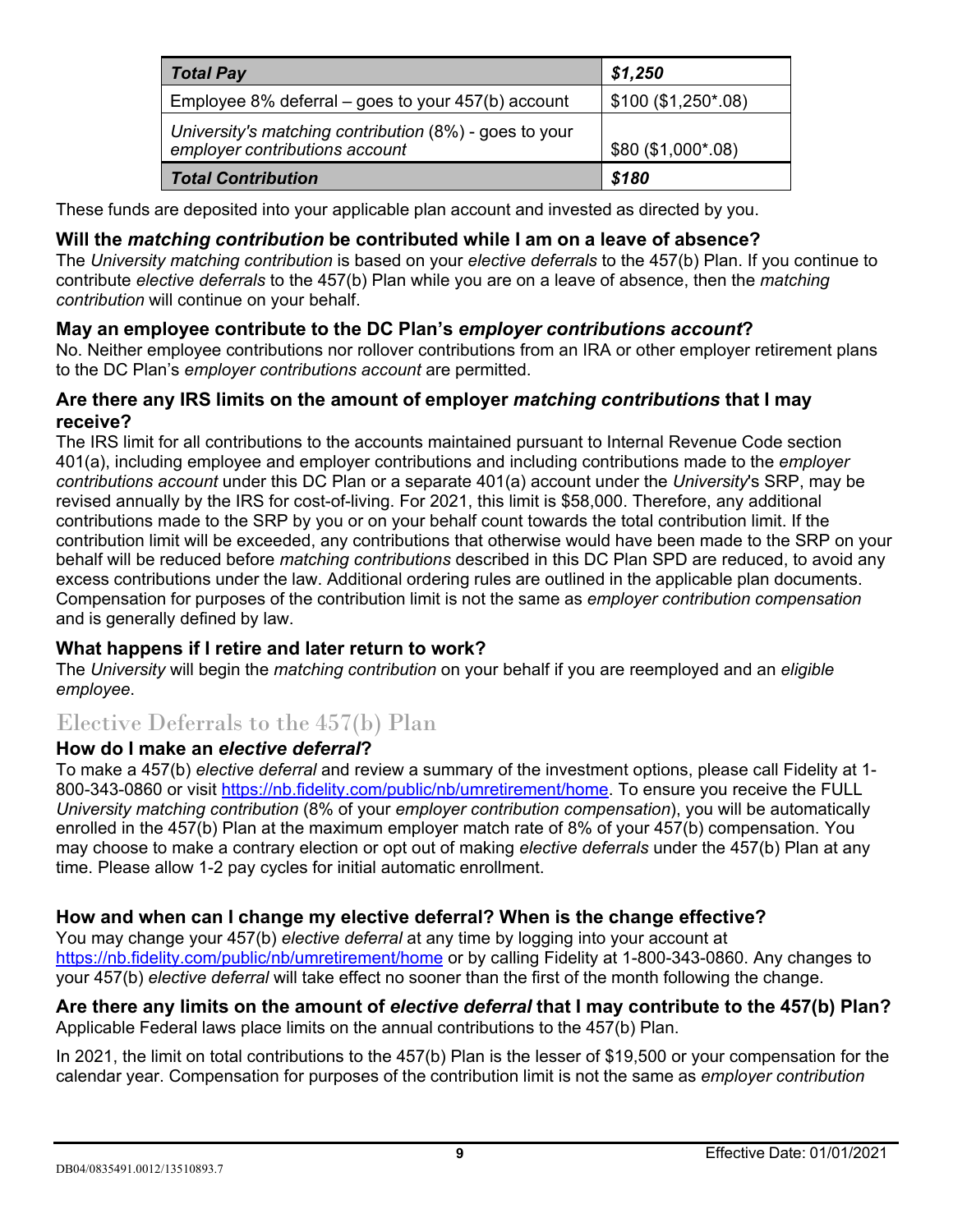| ***Total Pay*** | ***$1,250*** |
|---|---|
| Employee 8% deferral – goes to your 457(b) account | $100 ($1,250*.08) |
| *University's matching contribution* (8%) - goes to your *employer contributions account* | $80 ($1,000*.08) |
| ***Total Contribution*** | ***$180*** |

These funds are deposited into your applicable plan account and invested as directed by you.

### Will the *matching contribution* be contributed while I am on a leave of absence?

The *University matching contribution* is based on your *elective deferrals* to the 457(b) Plan. If you continue to contribute *elective deferrals* to the 457(b) Plan while you are on a leave of absence, then the *matching contribution* will continue on your behalf.

### May an employee contribute to the DC Plan's *employer contributions account*?

No. Neither employee contributions nor rollover contributions from an IRA or other employer retirement plans to the DC Plan's *employer contributions account* are permitted.

### Are there any IRS limits on the amount of employer *matching contributions* that I may receive?

The IRS limit for all contributions to the accounts maintained pursuant to Internal Revenue Code section 401(a), including employee and employer contributions and including contributions made to the *employer contributions account* under this DC Plan or a separate 401(a) account under the *University*'s SRP, may be revised annually by the IRS for cost-of-living. For 2021, this limit is $58,000. Therefore, any additional contributions made to the SRP by you or on your behalf count towards the total contribution limit. If the contribution limit will be exceeded, any contributions that otherwise would have been made to the SRP on your behalf will be reduced before *matching contributions* described in this DC Plan SPD are reduced, to avoid any excess contributions under the law. Additional ordering rules are outlined in the applicable plan documents. Compensation for purposes of the contribution limit is not the same as *employer contribution compensation* and is generally defined by law.

### What happens if I retire and later return to work?

The *University* will begin the *matching contribution* on your behalf if you are reemployed and an *eligible employee*.

## Elective Deferrals to the 457(b) Plan

### How do I make an *elective deferral*?

To make a 457(b) *elective deferral* and review a summary of the investment options, please call Fidelity at 1-800-343-0860 or visit https://nb.fidelity.com/public/nb/umretirement/home. To ensure you receive the FULL *University matching contribution* (8% of your *employer contribution compensation*), you will be automatically enrolled in the 457(b) Plan at the maximum employer match rate of 8% of your 457(b) compensation. You may choose to make a contrary election or opt out of making *elective deferrals* under the 457(b) Plan at any time. Please allow 1-2 pay cycles for initial automatic enrollment.

### How and when can I change my elective deferral? When is the change effective?

You may change your 457(b) *elective deferral* at any time by logging into your account at https://nb.fidelity.com/public/nb/umretirement/home or by calling Fidelity at 1-800-343-0860. Any changes to your 457(b) *elective deferral* will take effect no sooner than the first of the month following the change.

### Are there any limits on the amount of *elective deferral* that I may contribute to the 457(b) Plan?

Applicable Federal laws place limits on the annual contributions to the 457(b) Plan.

In 2021, the limit on total contributions to the 457(b) Plan is the lesser of $19,500 or your compensation for the calendar year. Compensation for purposes of the contribution limit is not the same as *employer contribution*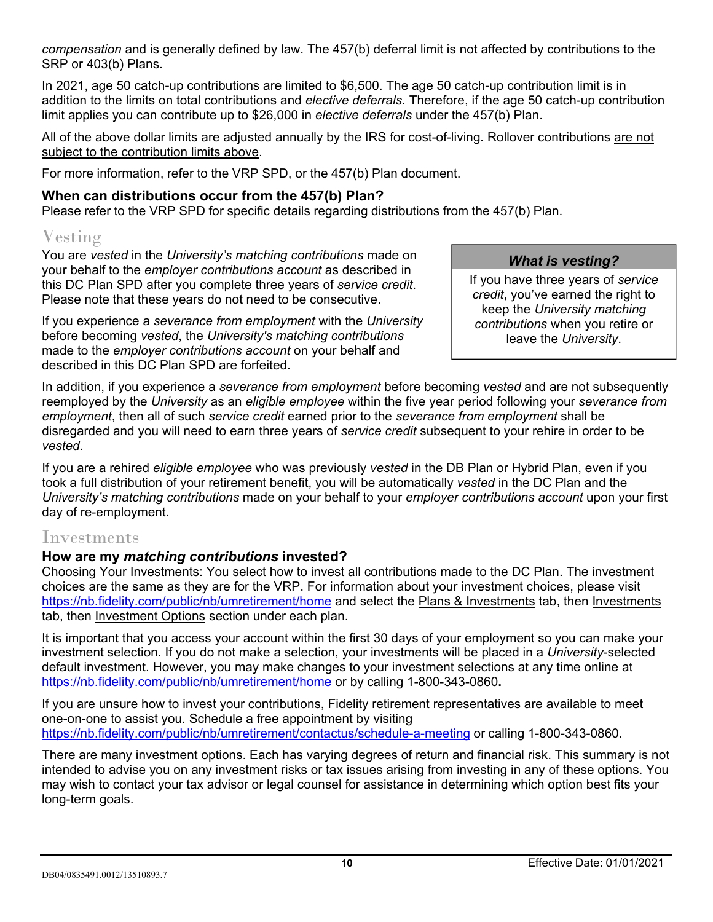*compensation* and is generally defined by law. The 457(b) deferral limit is not affected by contributions to the SRP or 403(b) Plans.

In 2021, age 50 catch-up contributions are limited to $6,500. The age 50 catch-up contribution limit is in addition to the limits on total contributions and *elective deferrals*. Therefore, if the age 50 catch-up contribution limit applies you can contribute up to $26,000 in *elective deferrals* under the 457(b) Plan.

All of the above dollar limits are adjusted annually by the IRS for cost-of-living. Rollover contributions are not subject to the contribution limits above.

For more information, refer to the VRP SPD, or the 457(b) Plan document.

### When can distributions occur from the 457(b) Plan?

Please refer to the VRP SPD for specific details regarding distributions from the 457(b) Plan.

## Vesting

You are *vested* in the *University's matching contributions* made on your behalf to the *employer contributions account* as described in this DC Plan SPD after you complete three years of *service credit*. Please note that these years do not need to be consecutive.

If you experience a *severance from employment* with the *University* before becoming *vested*, the *University's matching contributions* made to the *employer contributions account* on your behalf and described in this DC Plan SPD are forfeited.

> ***What is vesting?***
>
> If you have three years of *service credit*, you've earned the right to keep the *University matching contributions* when you retire or leave the *University*.

In addition, if you experience a *severance from employment* before becoming *vested* and are not subsequently reemployed by the *University* as an *eligible employee* within the five year period following your *severance from employment*, then all of such *service credit* earned prior to the *severance from employment* shall be disregarded and you will need to earn three years of *service credit* subsequent to your rehire in order to be *vested*.

If you are a rehired *eligible employee* who was previously *vested* in the DB Plan or Hybrid Plan, even if you took a full distribution of your retirement benefit, you will be automatically *vested* in the DC Plan and the *University's matching contributions* made on your behalf to your *employer contributions account* upon your first day of re-employment.

## Investments

### How are my *matching contributions* invested?

Choosing Your Investments: You select how to invest all contributions made to the DC Plan. The investment choices are the same as they are for the VRP. For information about your investment choices, please visit https://nb.fidelity.com/public/nb/umretirement/home and select the Plans & Investments tab, then Investments tab, then Investment Options section under each plan.

It is important that you access your account within the first 30 days of your employment so you can make your investment selection. If you do not make a selection, your investments will be placed in a *University*-selected default investment. However, you may make changes to your investment selections at any time online at https://nb.fidelity.com/public/nb/umretirement/home or by calling 1-800-343-0860**.**

If you are unsure how to invest your contributions, Fidelity retirement representatives are available to meet one-on-one to assist you. Schedule a free appointment by visiting https://nb.fidelity.com/public/nb/umretirement/contactus/schedule-a-meeting or calling 1-800-343-0860.

There are many investment options. Each has varying degrees of return and financial risk. This summary is not intended to advise you on any investment risks or tax issues arising from investing in any of these options. You may wish to contact your tax advisor or legal counsel for assistance in determining which option best fits your long-term goals.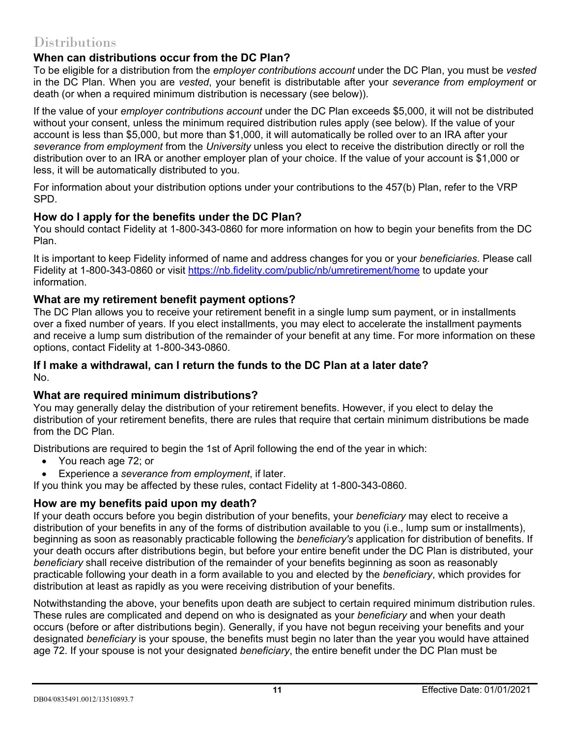## Distributions

### When can distributions occur from the DC Plan?

To be eligible for a distribution from the *employer contributions account* under the DC Plan, you must be *vested* in the DC Plan. When you are *vested*, your benefit is distributable after your *severance from employment* or death (or when a required minimum distribution is necessary (see below)).

If the value of your *employer contributions account* under the DC Plan exceeds $5,000, it will not be distributed without your consent, unless the minimum required distribution rules apply (see below). If the value of your account is less than $5,000, but more than $1,000, it will automatically be rolled over to an IRA after your *severance from employment* from the *University* unless you elect to receive the distribution directly or roll the distribution over to an IRA or another employer plan of your choice. If the value of your account is $1,000 or less, it will be automatically distributed to you.

For information about your distribution options under your contributions to the 457(b) Plan, refer to the VRP SPD.

### How do I apply for the benefits under the DC Plan?

You should contact Fidelity at 1-800-343-0860 for more information on how to begin your benefits from the DC Plan.

It is important to keep Fidelity informed of name and address changes for you or your *beneficiaries*. Please call Fidelity at 1-800-343-0860 or visit https://nb.fidelity.com/public/nb/umretirement/home to update your information.

### What are my retirement benefit payment options?

The DC Plan allows you to receive your retirement benefit in a single lump sum payment, or in installments over a fixed number of years. If you elect installments, you may elect to accelerate the installment payments and receive a lump sum distribution of the remainder of your benefit at any time. For more information on these options, contact Fidelity at 1-800-343-0860.

### If I make a withdrawal, can I return the funds to the DC Plan at a later date?

No.

### What are required minimum distributions?

You may generally delay the distribution of your retirement benefits. However, if you elect to delay the distribution of your retirement benefits, there are rules that require that certain minimum distributions be made from the DC Plan.

Distributions are required to begin the 1st of April following the end of the year in which:

- You reach age 72; or
- Experience a *severance from employment*, if later.

If you think you may be affected by these rules, contact Fidelity at 1-800-343-0860.

### How are my benefits paid upon my death?

If your death occurs before you begin distribution of your benefits, your *beneficiary* may elect to receive a distribution of your benefits in any of the forms of distribution available to you (i.e., lump sum or installments), beginning as soon as reasonably practicable following the *beneficiary's* application for distribution of benefits. If your death occurs after distributions begin, but before your entire benefit under the DC Plan is distributed, your *beneficiary* shall receive distribution of the remainder of your benefits beginning as soon as reasonably practicable following your death in a form available to you and elected by the *beneficiary*, which provides for distribution at least as rapidly as you were receiving distribution of your benefits.

Notwithstanding the above, your benefits upon death are subject to certain required minimum distribution rules. These rules are complicated and depend on who is designated as your *beneficiary* and when your death occurs (before or after distributions begin). Generally, if you have not begun receiving your benefits and your designated *beneficiary* is your spouse, the benefits must begin no later than the year you would have attained age 72. If your spouse is not your designated *beneficiary*, the entire benefit under the DC Plan must be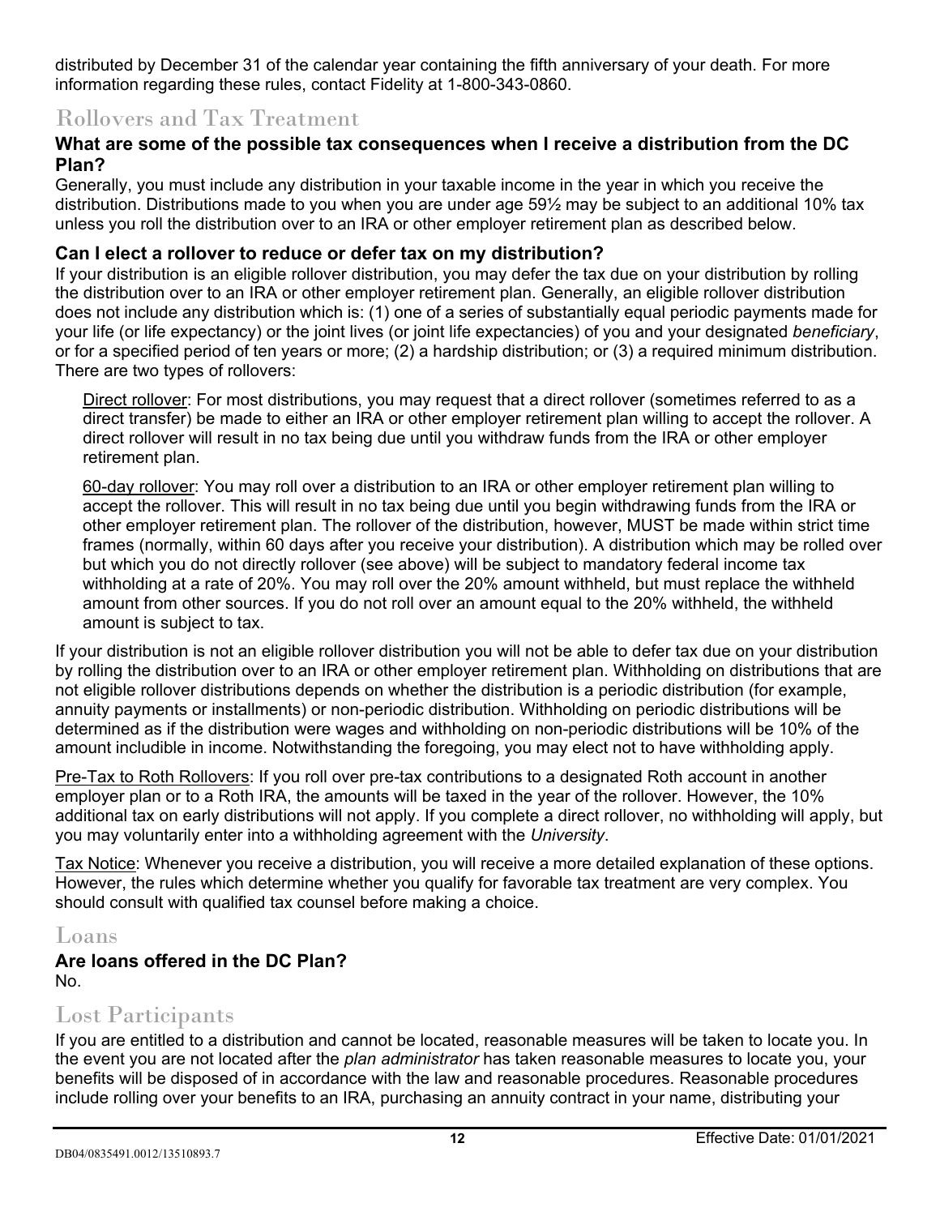distributed by December 31 of the calendar year containing the fifth anniversary of your death. For more information regarding these rules, contact Fidelity at 1-800-343-0860.

## Rollovers and Tax Treatment

### What are some of the possible tax consequences when I receive a distribution from the DC Plan?

Generally, you must include any distribution in your taxable income in the year in which you receive the distribution. Distributions made to you when you are under age 59½ may be subject to an additional 10% tax unless you roll the distribution over to an IRA or other employer retirement plan as described below.

### Can I elect a rollover to reduce or defer tax on my distribution?

If your distribution is an eligible rollover distribution, you may defer the tax due on your distribution by rolling the distribution over to an IRA or other employer retirement plan. Generally, an eligible rollover distribution does not include any distribution which is: (1) one of a series of substantially equal periodic payments made for your life (or life expectancy) or the joint lives (or joint life expectancies) of you and your designated *beneficiary*, or for a specified period of ten years or more; (2) a hardship distribution; or (3) a required minimum distribution. There are two types of rollovers:

Direct rollover: For most distributions, you may request that a direct rollover (sometimes referred to as a direct transfer) be made to either an IRA or other employer retirement plan willing to accept the rollover. A direct rollover will result in no tax being due until you withdraw funds from the IRA or other employer retirement plan.

60-day rollover: You may roll over a distribution to an IRA or other employer retirement plan willing to accept the rollover. This will result in no tax being due until you begin withdrawing funds from the IRA or other employer retirement plan. The rollover of the distribution, however, MUST be made within strict time frames (normally, within 60 days after you receive your distribution). A distribution which may be rolled over but which you do not directly rollover (see above) will be subject to mandatory federal income tax withholding at a rate of 20%. You may roll over the 20% amount withheld, but must replace the withheld amount from other sources. If you do not roll over an amount equal to the 20% withheld, the withheld amount is subject to tax.

If your distribution is not an eligible rollover distribution you will not be able to defer tax due on your distribution by rolling the distribution over to an IRA or other employer retirement plan. Withholding on distributions that are not eligible rollover distributions depends on whether the distribution is a periodic distribution (for example, annuity payments or installments) or non-periodic distribution. Withholding on periodic distributions will be determined as if the distribution were wages and withholding on non-periodic distributions will be 10% of the amount includible in income. Notwithstanding the foregoing, you may elect not to have withholding apply.

Pre-Tax to Roth Rollovers: If you roll over pre-tax contributions to a designated Roth account in another employer plan or to a Roth IRA, the amounts will be taxed in the year of the rollover. However, the 10% additional tax on early distributions will not apply. If you complete a direct rollover, no withholding will apply, but you may voluntarily enter into a withholding agreement with the *University*.

Tax Notice: Whenever you receive a distribution, you will receive a more detailed explanation of these options. However, the rules which determine whether you qualify for favorable tax treatment are very complex. You should consult with qualified tax counsel before making a choice.

## Loans

### Are loans offered in the DC Plan?

No.

## Lost Participants

If you are entitled to a distribution and cannot be located, reasonable measures will be taken to locate you. In the event you are not located after the *plan administrator* has taken reasonable measures to locate you, your benefits will be disposed of in accordance with the law and reasonable procedures. Reasonable procedures include rolling over your benefits to an IRA, purchasing an annuity contract in your name, distributing your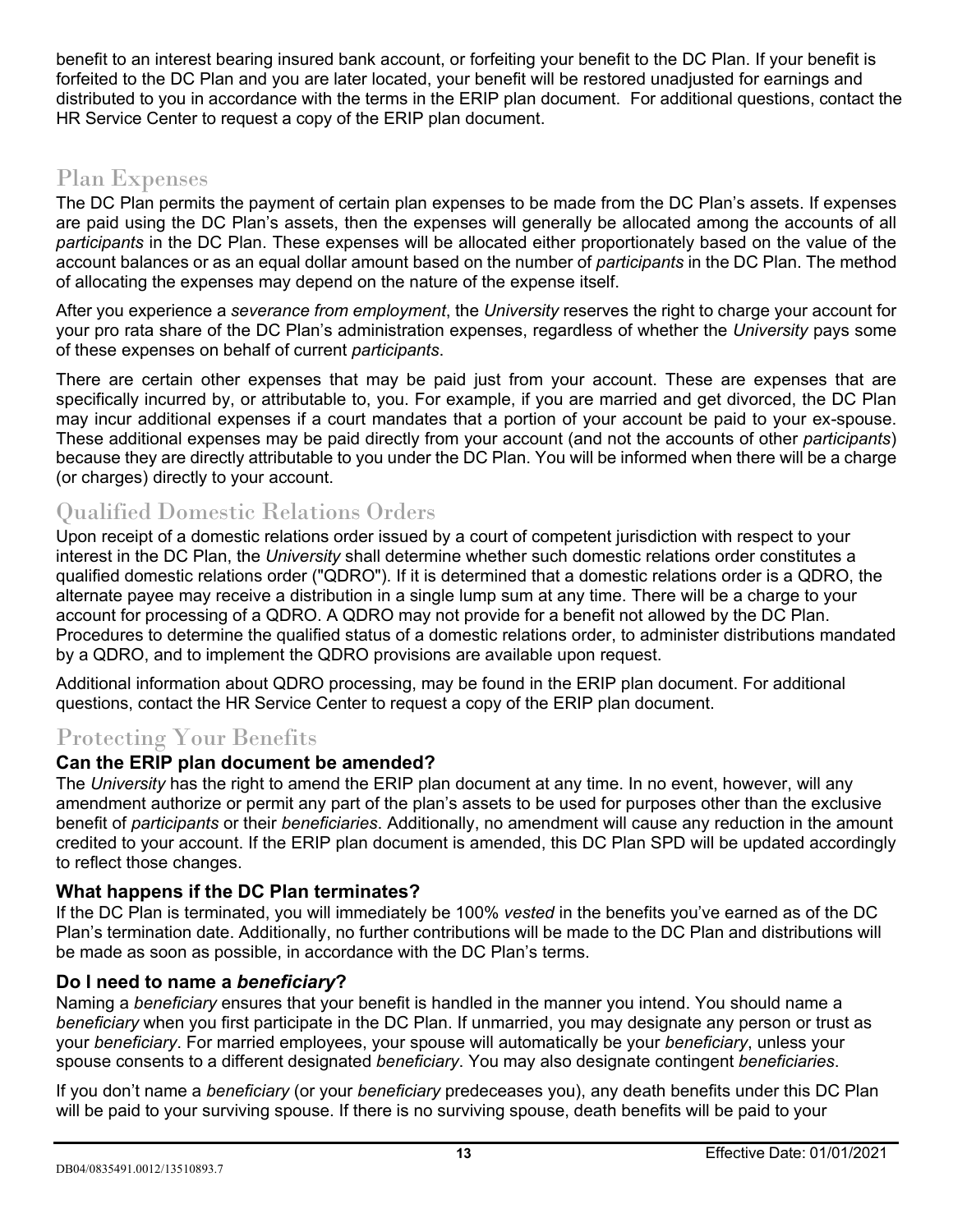benefit to an interest bearing insured bank account, or forfeiting your benefit to the DC Plan. If your benefit is forfeited to the DC Plan and you are later located, your benefit will be restored unadjusted for earnings and distributed to you in accordance with the terms in the ERIP plan document. For additional questions, contact the HR Service Center to request a copy of the ERIP plan document.

## Plan Expenses

The DC Plan permits the payment of certain plan expenses to be made from the DC Plan's assets. If expenses are paid using the DC Plan's assets, then the expenses will generally be allocated among the accounts of all *participants* in the DC Plan. These expenses will be allocated either proportionately based on the value of the account balances or as an equal dollar amount based on the number of *participants* in the DC Plan. The method of allocating the expenses may depend on the nature of the expense itself.

After you experience a *severance from employment*, the *University* reserves the right to charge your account for your pro rata share of the DC Plan's administration expenses, regardless of whether the *University* pays some of these expenses on behalf of current *participants*.

There are certain other expenses that may be paid just from your account. These are expenses that are specifically incurred by, or attributable to, you. For example, if you are married and get divorced, the DC Plan may incur additional expenses if a court mandates that a portion of your account be paid to your ex-spouse. These additional expenses may be paid directly from your account (and not the accounts of other *participants*) because they are directly attributable to you under the DC Plan. You will be informed when there will be a charge (or charges) directly to your account.

## Qualified Domestic Relations Orders

Upon receipt of a domestic relations order issued by a court of competent jurisdiction with respect to your interest in the DC Plan, the *University* shall determine whether such domestic relations order constitutes a qualified domestic relations order ("QDRO"). If it is determined that a domestic relations order is a QDRO, the alternate payee may receive a distribution in a single lump sum at any time. There will be a charge to your account for processing of a QDRO. A QDRO may not provide for a benefit not allowed by the DC Plan. Procedures to determine the qualified status of a domestic relations order, to administer distributions mandated by a QDRO, and to implement the QDRO provisions are available upon request.

Additional information about QDRO processing, may be found in the ERIP plan document. For additional questions, contact the HR Service Center to request a copy of the ERIP plan document.

## Protecting Your Benefits

### Can the ERIP plan document be amended?

The *University* has the right to amend the ERIP plan document at any time. In no event, however, will any amendment authorize or permit any part of the plan's assets to be used for purposes other than the exclusive benefit of *participants* or their *beneficiaries*. Additionally, no amendment will cause any reduction in the amount credited to your account. If the ERIP plan document is amended, this DC Plan SPD will be updated accordingly to reflect those changes.

### What happens if the DC Plan terminates?

If the DC Plan is terminated, you will immediately be 100% *vested* in the benefits you've earned as of the DC Plan's termination date. Additionally, no further contributions will be made to the DC Plan and distributions will be made as soon as possible, in accordance with the DC Plan's terms.

### Do I need to name a *beneficiary*?

Naming a *beneficiary* ensures that your benefit is handled in the manner you intend. You should name a *beneficiary* when you first participate in the DC Plan. If unmarried, you may designate any person or trust as your *beneficiary*. For married employees, your spouse will automatically be your *beneficiary*, unless your spouse consents to a different designated *beneficiary*. You may also designate contingent *beneficiaries*.

If you don't name a *beneficiary* (or your *beneficiary* predeceases you), any death benefits under this DC Plan will be paid to your surviving spouse. If there is no surviving spouse, death benefits will be paid to your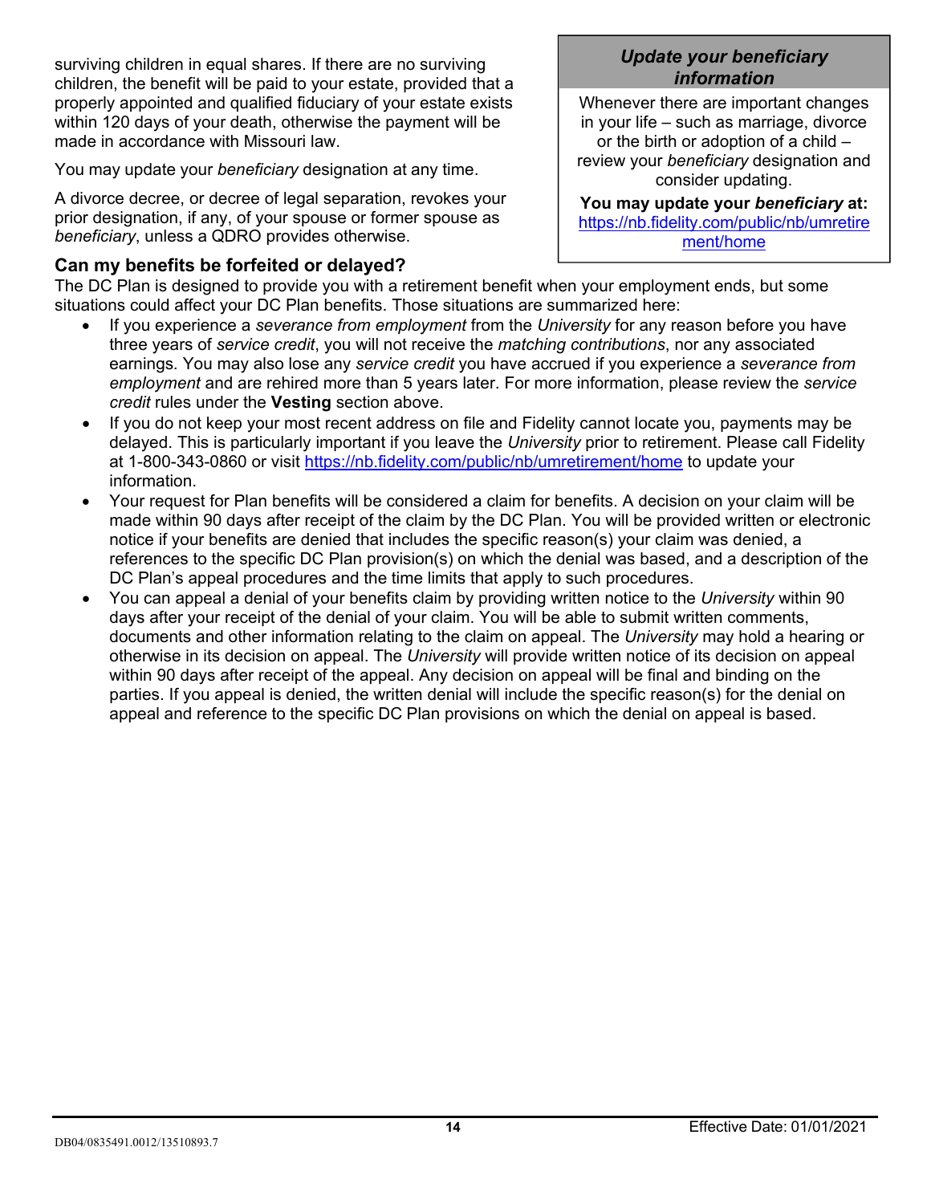surviving children in equal shares. If there are no surviving children, the benefit will be paid to your estate, provided that a properly appointed and qualified fiduciary of your estate exists within 120 days of your death, otherwise the payment will be made in accordance with Missouri law.

You may update your *beneficiary* designation at any time.

A divorce decree, or decree of legal separation, revokes your prior designation, if any, of your spouse or former spouse as *beneficiary*, unless a QDRO provides otherwise.

> ***Update your beneficiary information***
>
> Whenever there are important changes in your life – such as marriage, divorce or the birth or adoption of a child – review your *beneficiary* designation and consider updating.
>
> **You may update your *beneficiary* at:** https://nb.fidelity.com/public/nb/umretirement/home

### Can my benefits be forfeited or delayed?

The DC Plan is designed to provide you with a retirement benefit when your employment ends, but some situations could affect your DC Plan benefits. Those situations are summarized here:

- If you experience a *severance from employment* from the *University* for any reason before you have three years of *service credit*, you will not receive the *matching contributions*, nor any associated earnings. You may also lose any *service credit* you have accrued if you experience a *severance from employment* and are rehired more than 5 years later. For more information, please review the *service credit* rules under the **Vesting** section above.
- If you do not keep your most recent address on file and Fidelity cannot locate you, payments may be delayed. This is particularly important if you leave the *University* prior to retirement. Please call Fidelity at 1-800-343-0860 or visit https://nb.fidelity.com/public/nb/umretirement/home to update your information.
- Your request for Plan benefits will be considered a claim for benefits. A decision on your claim will be made within 90 days after receipt of the claim by the DC Plan. You will be provided written or electronic notice if your benefits are denied that includes the specific reason(s) your claim was denied, a references to the specific DC Plan provision(s) on which the denial was based, and a description of the DC Plan's appeal procedures and the time limits that apply to such procedures.
- You can appeal a denial of your benefits claim by providing written notice to the *University* within 90 days after your receipt of the denial of your claim. You will be able to submit written comments, documents and other information relating to the claim on appeal. The *University* may hold a hearing or otherwise in its decision on appeal. The *University* will provide written notice of its decision on appeal within 90 days after receipt of the appeal. Any decision on appeal will be final and binding on the parties. If you appeal is denied, the written denial will include the specific reason(s) for the denial on appeal and reference to the specific DC Plan provisions on which the denial on appeal is based.